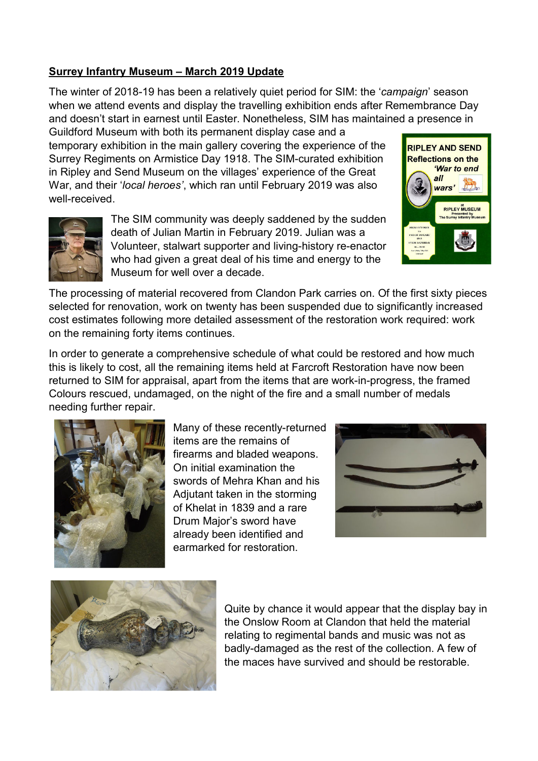**Surrey Infantry Museum – March 2019 Update**

The winter of 2018-19 has been a relatively quiet period for SIM: the '*campaign*' season when we attend events and display the travelling exhibition ends after Remembrance Day and doesn't start in earnest until Easter. Nonetheless, SIM has maintained a presence in Guildford Museum with both its permanent display case and a temporary exhibition in the main gallery covering the experience of the Surrey Regiments on Armistice Day 1918. The SIM-curated exhibition in Ripley and Send Museum on the villages' experience of the Great War, and their '*local heroes'*, which ran until February 2019 was also well-received.

The SIM community was deeply saddened by the sudden death of Julian Martin in February 2019. Julian was a Volunteer, stalwart supporter and living-history re-enactor who had given a great deal of his time and energy to the Museum for well over a decade.

The processing of material recovered from Clandon Park carries on. Of the first sixty pieces selected for renovation, work on twenty has been suspended due to significantly increased cost estimates following more detailed assessment of the restoration work required: work on the remaining forty items continues.

In order to generate a comprehensive schedule of what could be restored and how much this is likely to cost, all the remaining items held at Farcroft Restoration have now been returned to SIM for appraisal, apart from the items that are work-in-progress, the framed Colours rescued, undamaged, on the night of the fire and a small number of medals needing further repair.

Many of these recently-returned items are the remains of firearms and bladed weapons. On initial examination the swords of Mehra Khan and his Adjutant taken in the storming of Khelat in 1839 and a rare Drum Major's sword have already been identified and earmarked for restoration.

Quite by chance it would appear that the display bay in the Onslow Room at Clandon that held the material relating to regimental bands and music was not as badly-damaged as the rest of the collection. A few of the maces have survived and should be restorable.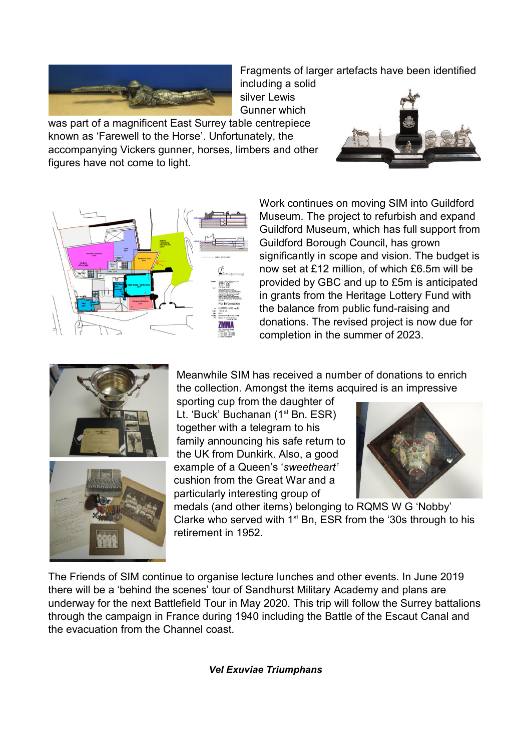Fragments of larger artefacts have been identified including a solid silver Lewis Gunner which was part of a magnificent East Surrey table centrepiece known as 'Farewell to the Horse'. Unfortunately, the accompanying Vickers gunner, horses, limbers and other figures have not come to light.

Work continues on moving SIM into Guildford Museum. The project to refurbish and expand Guildford Museum, which has full support from Guildford Borough Council, has grown significantly in scope and vision. The budget is now set at £12 million, of which £6.5m will be provided by GBC and up to £5m is anticipated in grants from the Heritage Lottery Fund with the balance from public fund-raising and donations. The revised project is now due for completion in the summer of 2023.

Meanwhile SIM has received a number of donations to enrich the collection. Amongst the items acquired is an impressive sporting cup from the daughter of Lt. 'Buck' Buchanan (1st Bn. ESR) together with a telegram to his family announcing his safe return to the UK from Dunkirk. Also, a good example of a Queen's '*sweetheart'* cushion from the Great War and a particularly interesting group of medals (and other items) belonging to RQMS W G 'Nobby' Clarke who served with 1st Bn, ESR from the '30s through to his retirement in 1952.

The Friends of SIM continue to organise lecture lunches and other events. In June 2019 there will be a 'behind the scenes' tour of Sandhurst Military Academy and plans are underway for the next Battlefield Tour in May 2020. This trip will follow the Surrey battalions through the campaign in France during 1940 including the Battle of the Escaut Canal and the evacuation from the Channel coast.

***Vel Exuviae Triumphans***